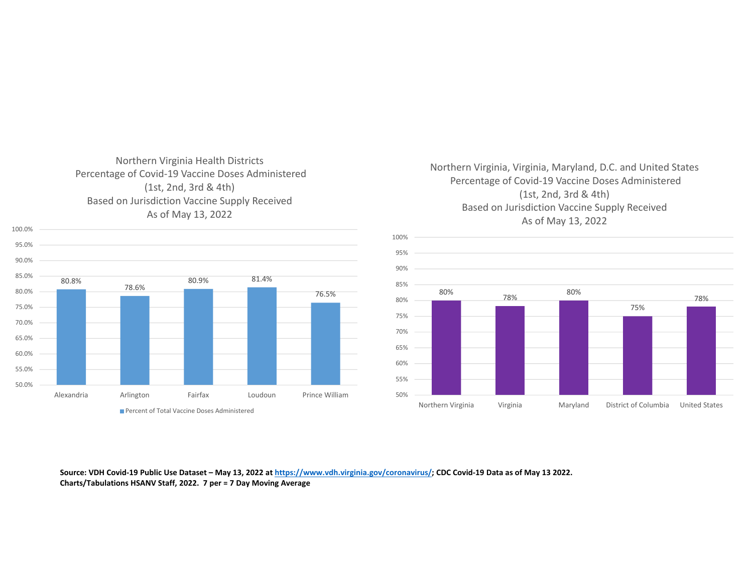## Northern Virginia Health Districts Percentage of Covid-19 Vaccine Doses Administered (1st, 2nd, 3rd & 4th) Based on Jurisdiction Vaccine Supply Received As of May 13, 2022

| Health District | Percent of Total Vaccine Doses Administered |
|---|---|
| Alexandria | 80.8% |
| Arlington | 78.6% |
| Fairfax | 80.9% |
| Loudoun | 81.4% |
| Prince William | 76.5% |

## Northern Virginia, Virginia, Maryland, D.C. and United States Percentage of Covid-19 Vaccine Doses Administered (1st, 2nd, 3rd & 4th) Based on Jurisdiction Vaccine Supply Received As of May 13, 2022

| Jurisdiction | Percent |
|---|---|
| Northern Virginia | 80% |
| Virginia | 78% |
| Maryland | 80% |
| District of Columbia | 75% |
| United States | 78% |

**Source: VDH Covid-19 Public Use Dataset – May 13, 2022 at https://www.vdh.virginia.gov/coronavirus/; CDC Covid-19 Data as of May 13 2022. Charts/Tabulations HSANV Staff, 2022. 7 per = 7 Day Moving Average**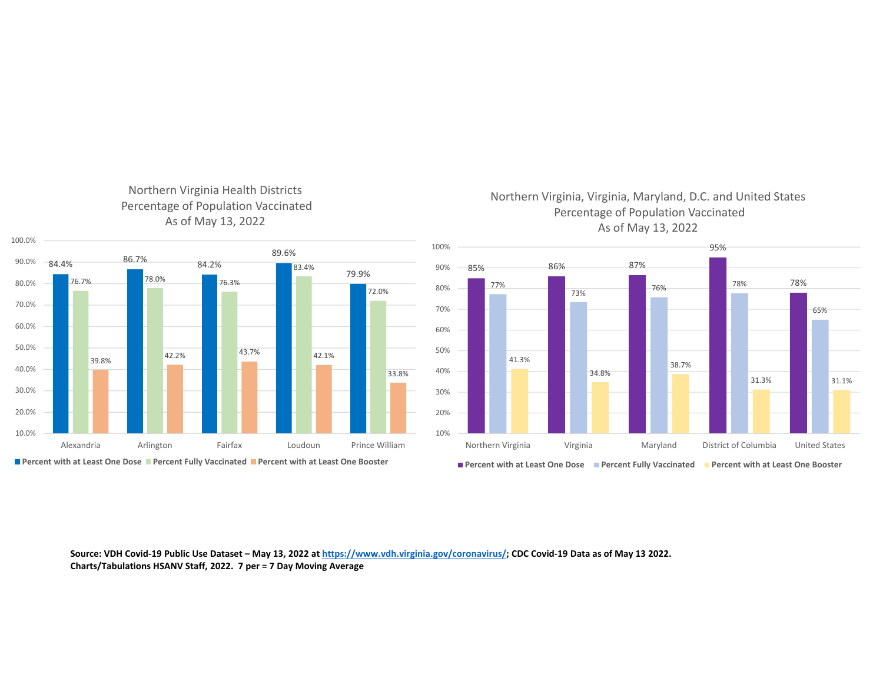## Northern Virginia Health Districts
### Percentage of Population Vaccinated
### As of May 13, 2022

| Health District | Percent with at Least One Dose | Percent Fully Vaccinated | Percent with at Least One Booster |
|---|---|---|---|
| Alexandria | 84.4% | 76.7% | 39.8% |
| Arlington | 86.7% | 78.0% | 42.2% |
| Fairfax | 84.2% | 76.3% | 43.7% |
| Loudoun | 89.6% | 83.4% | 42.1% |
| Prince William | 79.9% | 72.0% | 33.8% |

## Northern Virginia, Virginia, Maryland, D.C. and United States
### Percentage of Population Vaccinated
### As of May 13, 2022

| Area | Percent with at Least One Dose | Percent Fully Vaccinated | Percent with at Least One Booster |
|---|---|---|---|
| Northern Virginia | 85% | 77% | 41.3% |
| Virginia | 86% | 73% | 34.8% |
| Maryland | 87% | 76% | 38.7% |
| District of Columbia | 95% | 78% | 31.3% |
| United States | 78% | 65% | 31.1% |

**Source: VDH Covid-19 Public Use Dataset – May 13, 2022 at [https://www.vdh.virginia.gov/coronavirus/](https://www.vdh.virginia.gov/coronavirus/); CDC Covid-19 Data as of May 13 2022.**
**Charts/Tabulations HSANV Staff, 2022. 7 per = 7 Day Moving Average**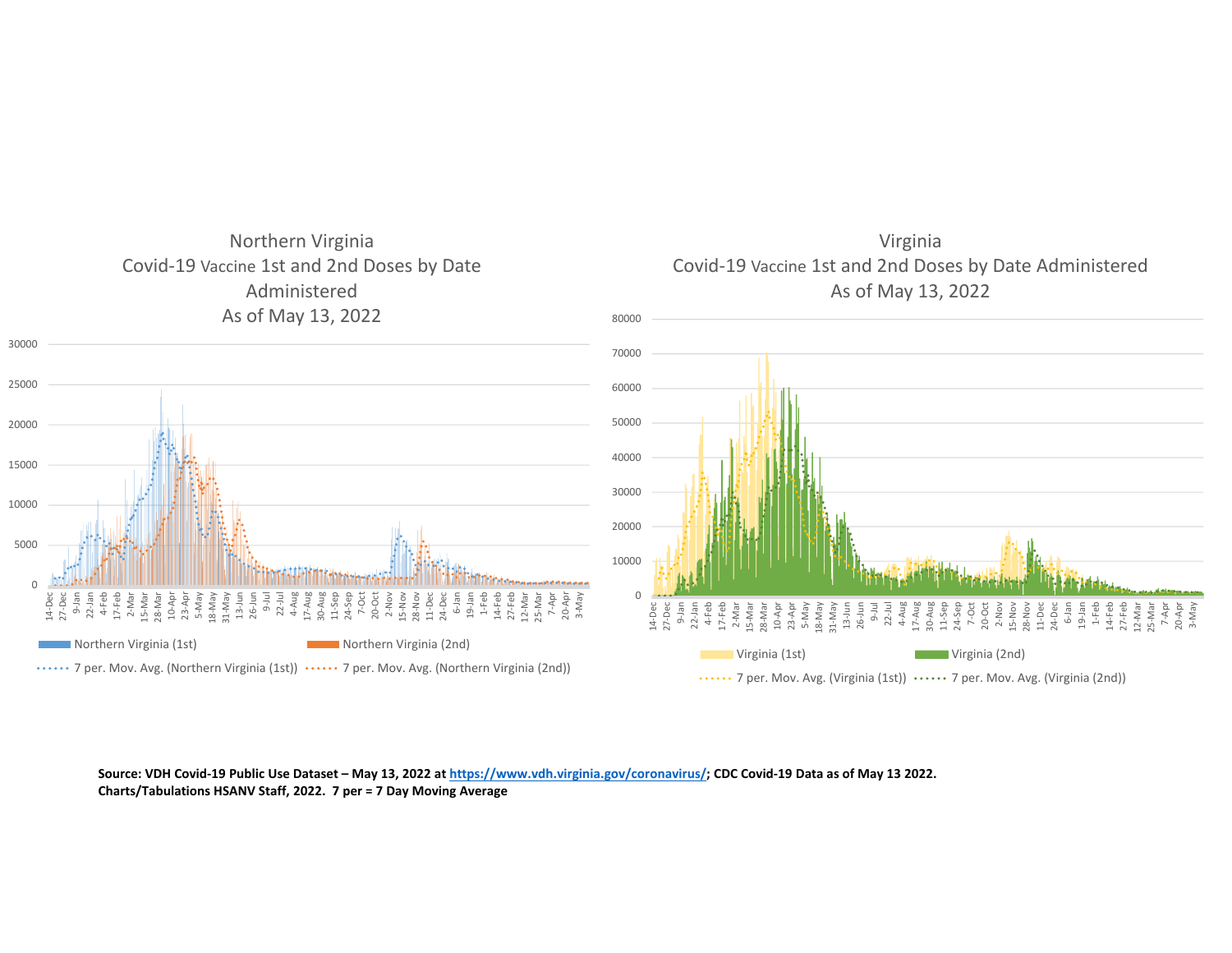## Northern Virginia
## Covid-19 Vaccine 1st and 2nd Doses by Date Administered
## As of May 13, 2022

Legend: Northern Virginia (1st); Northern Virginia (2nd); 7 per. Mov. Avg. (Northern Virginia (1st)); 7 per. Mov. Avg. (Northern Virginia (2nd))

## Virginia
## Covid-19 Vaccine 1st and 2nd Doses by Date Administered
## As of May 13, 2022

Legend: Virginia (1st); Virginia (2nd); 7 per. Mov. Avg. (Virginia (1st)); 7 per. Mov. Avg. (Virginia (2nd))

**Source: VDH Covid-19 Public Use Dataset – May 13, 2022 at https://www.vdh.virginia.gov/coronavirus/; CDC Covid-19 Data as of May 13 2022. Charts/Tabulations HSANV Staff, 2022. 7 per = 7 Day Moving Average**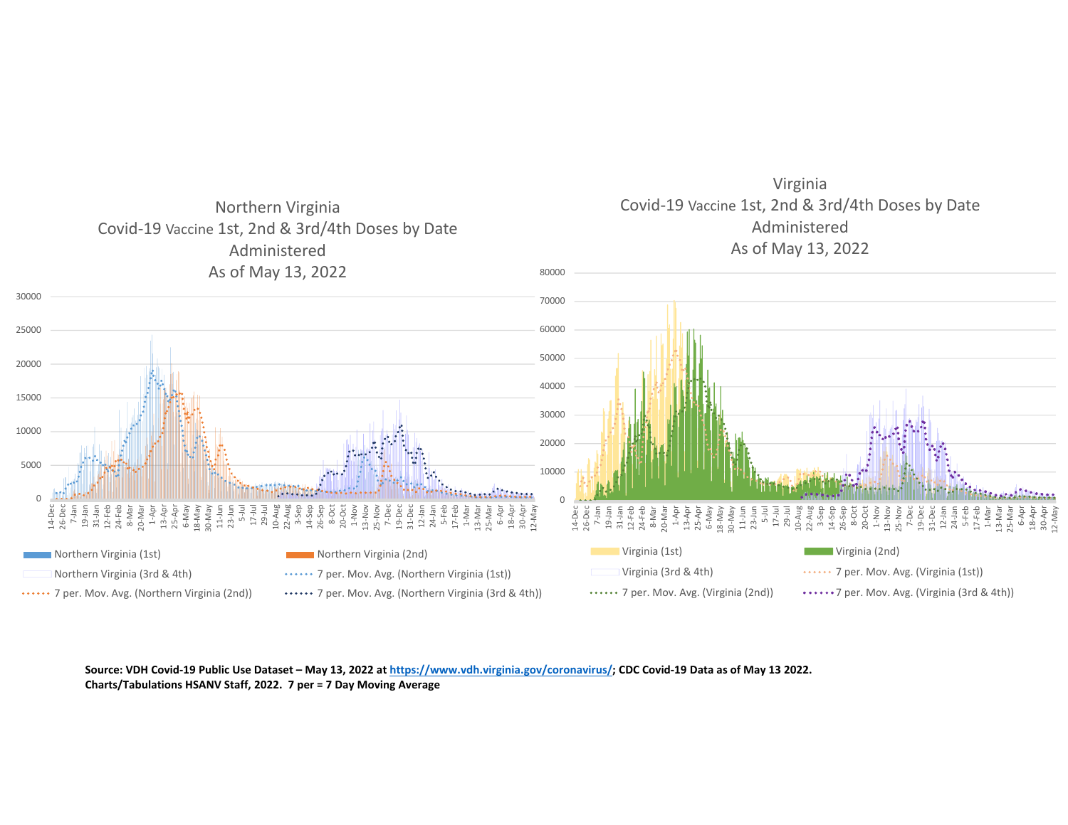Northern Virginia
Covid-19 Vaccine 1st, 2nd & 3rd/4th Doses by Date Administered
As of May 13, 2022

30000
25000
20000
15000
10000
5000
0

14-Dec 26-Dec 7-Jan 19-Jan 31-Jan 12-Feb 24-Feb 8-Mar 20-Mar 1-Apr 13-Apr 25-Apr 6-May 18-May 30-May 11-Jun 23-Jun 5-Jul 17-Jul 29-Jul 10-Aug 22-Aug 3-Sep 14-Sep 26-Sep 8-Oct 20-Oct 1-Nov 13-Nov 25-Nov 7-Dec 19-Dec 31-Dec 12-Jan 24-Jan 5-Feb 17-Feb 1-Mar 13-Mar 25-Mar 6-Apr 18-Apr 30-Apr 12-May

Northern Virginia (1st)
Northern Virginia (2nd)
Northern Virginia (3rd & 4th)
7 per. Mov. Avg. (Northern Virginia (1st))
7 per. Mov. Avg. (Northern Virginia (2nd))
7 per. Mov. Avg. (Northern Virginia (3rd & 4th))

Virginia
Covid-19 Vaccine 1st, 2nd & 3rd/4th Doses by Date Administered
As of May 13, 2022

80000
70000
60000
50000
40000
30000
20000
10000
0

14-Dec 26-Dec 7-Jan 19-Jan 31-Jan 12-Feb 24-Feb 8-Mar 20-Mar 1-Apr 13-Apr 25-Apr 6-May 18-May 30-May 11-Jun 23-Jun 5-Jul 17-Jul 29-Jul 10-Aug 22-Aug 3-Sep 14-Sep 26-Sep 8-Oct 20-Oct 1-Nov 13-Nov 25-Nov 7-Dec 19-Dec 31-Dec 12-Jan 24-Jan 5-Feb 17-Feb 1-Mar 13-Mar 25-Mar 6-Apr 18-Apr 30-Apr 12-May

Virginia (1st)
Virginia (2nd)
Virginia (3rd & 4th)
7 per. Mov. Avg. (Virginia (1st))
7 per. Mov. Avg. (Virginia (2nd))
7 per. Mov. Avg. (Virginia (3rd & 4th))

**Source: VDH Covid-19 Public Use Dataset – May 13, 2022 at [https://www.vdh.virginia.gov/coronavirus/](https://www.vdh.virginia.gov/coronavirus/); CDC Covid-19 Data as of May 13 2022.**
**Charts/Tabulations HSANV Staff, 2022. 7 per = 7 Day Moving Average**